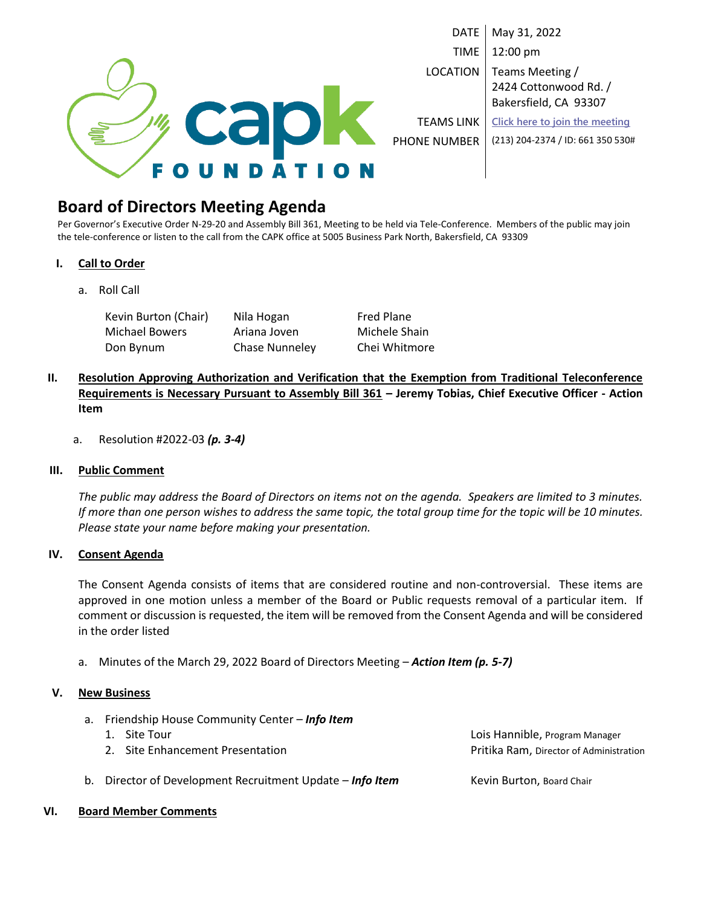CAPK FOUNDATION

| | |
|---|---|
| DATE | May 31, 2022 |
| TIME | 12:00 pm |
| LOCATION | Teams Meeting / 2424 Cottonwood Rd. / Bakersfield, CA 93307 |
| TEAMS LINK | Click here to join the meeting |
| PHONE NUMBER | (213) 204-2374 / ID: 661 350 530# |

# Board of Directors Meeting Agenda

Per Governor's Executive Order N-29-20 and Assembly Bill 361, Meeting to be held via Tele-Conference. Members of the public may join the tele-conference or listen to the call from the CAPK office at 5005 Business Park North, Bakersfield, CA 93309

**I. Call to Order**

a. Roll Call

| | | |
|---|---|---|
| Kevin Burton (Chair) | Nila Hogan | Fred Plane |
| Michael Bowers | Ariana Joven | Michele Shain |
| Don Bynum | Chase Nunneley | Chei Whitmore |

**II. Resolution Approving Authorization and Verification that the Exemption from Traditional Teleconference Requirements is Necessary Pursuant to Assembly Bill 361 – Jeremy Tobias, Chief Executive Officer - Action Item**

a. Resolution #2022-03 ***(p. 3-4)***

**III. Public Comment**

*The public may address the Board of Directors on items not on the agenda. Speakers are limited to 3 minutes. If more than one person wishes to address the same topic, the total group time for the topic will be 10 minutes. Please state your name before making your presentation.*

**IV. Consent Agenda**

The Consent Agenda consists of items that are considered routine and non-controversial. These items are approved in one motion unless a member of the Board or Public requests removal of a particular item. If comment or discussion is requested, the item will be removed from the Consent Agenda and will be considered in the order listed

a. Minutes of the March 29, 2022 Board of Directors Meeting – ***Action Item (p. 5-7)***

**V. New Business**

a. Friendship House Community Center – ***Info Item***
   1. Site Tour — Lois Hannible, Program Manager
   2. Site Enhancement Presentation — Pritika Ram, Director of Administration

b. Director of Development Recruitment Update – ***Info Item*** — Kevin Burton, Board Chair

**VI. Board Member Comments**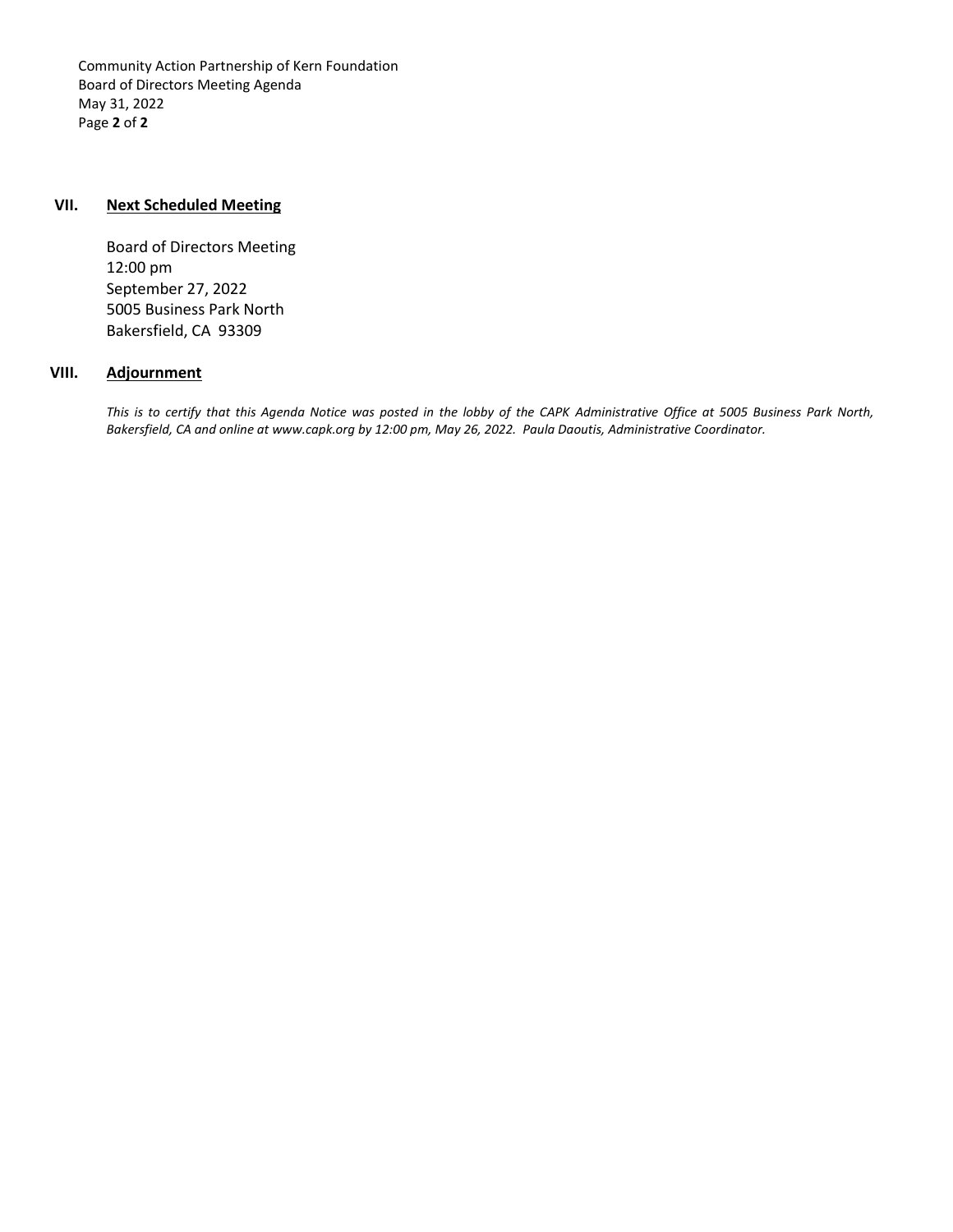## VII. Next Scheduled Meeting

Board of Directors Meeting
12:00 pm
September 27, 2022
5005 Business Park North
Bakersfield, CA 93309

## VIII. Adjournment

*This is to certify that this Agenda Notice was posted in the lobby of the CAPK Administrative Office at 5005 Business Park North, Bakersfield, CA and online at www.capk.org by 12:00 pm, May 26, 2022. Paula Daoutis, Administrative Coordinator.*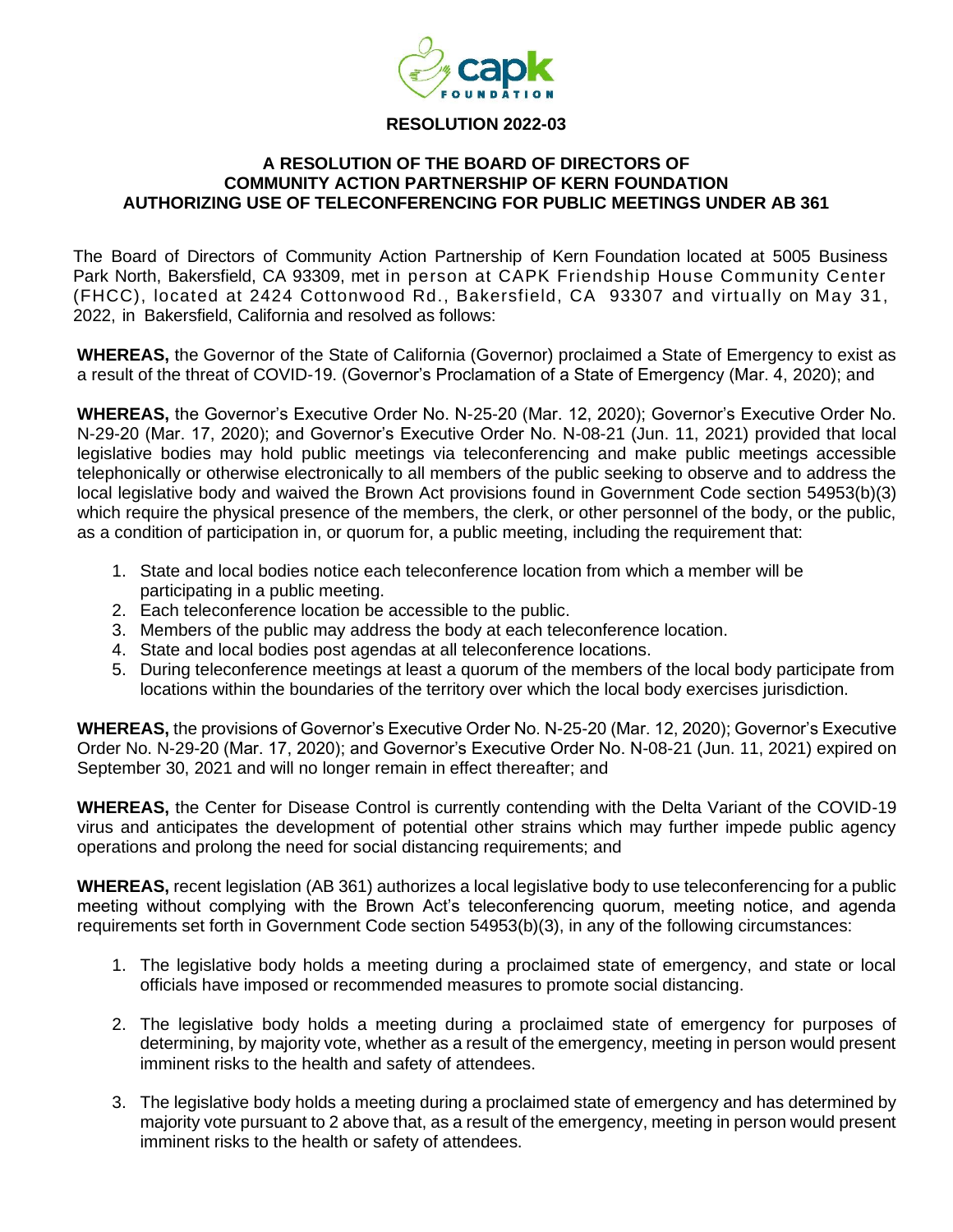**RESOLUTION 2022-03**

**A RESOLUTION OF THE BOARD OF DIRECTORS OF COMMUNITY ACTION PARTNERSHIP OF KERN FOUNDATION AUTHORIZING USE OF TELECONFERENCING FOR PUBLIC MEETINGS UNDER AB 361**

The Board of Directors of Community Action Partnership of Kern Foundation located at 5005 Business Park North, Bakersfield, CA 93309, met in person at CAPK Friendship House Community Center (FHCC), located at 2424 Cottonwood Rd., Bakersfield, CA 93307 and virtually on May 31, 2022, in Bakersfield, California and resolved as follows:

**WHEREAS,** the Governor of the State of California (Governor) proclaimed a State of Emergency to exist as a result of the threat of COVID-19. (Governor's Proclamation of a State of Emergency (Mar. 4, 2020); and

**WHEREAS,** the Governor's Executive Order No. N-25-20 (Mar. 12, 2020); Governor's Executive Order No. N-29-20 (Mar. 17, 2020); and Governor's Executive Order No. N-08-21 (Jun. 11, 2021) provided that local legislative bodies may hold public meetings via teleconferencing and make public meetings accessible telephonically or otherwise electronically to all members of the public seeking to observe and to address the local legislative body and waived the Brown Act provisions found in Government Code section 54953(b)(3) which require the physical presence of the members, the clerk, or other personnel of the body, or the public, as a condition of participation in, or quorum for, a public meeting, including the requirement that:

1. State and local bodies notice each teleconference location from which a member will be participating in a public meeting.
2. Each teleconference location be accessible to the public.
3. Members of the public may address the body at each teleconference location.
4. State and local bodies post agendas at all teleconference locations.
5. During teleconference meetings at least a quorum of the members of the local body participate from locations within the boundaries of the territory over which the local body exercises jurisdiction.

**WHEREAS,** the provisions of Governor's Executive Order No. N-25-20 (Mar. 12, 2020); Governor's Executive Order No. N-29-20 (Mar. 17, 2020); and Governor's Executive Order No. N-08-21 (Jun. 11, 2021) expired on September 30, 2021 and will no longer remain in effect thereafter; and

**WHEREAS,** the Center for Disease Control is currently contending with the Delta Variant of the COVID-19 virus and anticipates the development of potential other strains which may further impede public agency operations and prolong the need for social distancing requirements; and

**WHEREAS,** recent legislation (AB 361) authorizes a local legislative body to use teleconferencing for a public meeting without complying with the Brown Act's teleconferencing quorum, meeting notice, and agenda requirements set forth in Government Code section 54953(b)(3), in any of the following circumstances:

1. The legislative body holds a meeting during a proclaimed state of emergency, and state or local officials have imposed or recommended measures to promote social distancing.

2. The legislative body holds a meeting during a proclaimed state of emergency for purposes of determining, by majority vote, whether as a result of the emergency, meeting in person would present imminent risks to the health and safety of attendees.

3. The legislative body holds a meeting during a proclaimed state of emergency and has determined by majority vote pursuant to 2 above that, as a result of the emergency, meeting in person would present imminent risks to the health or safety of attendees.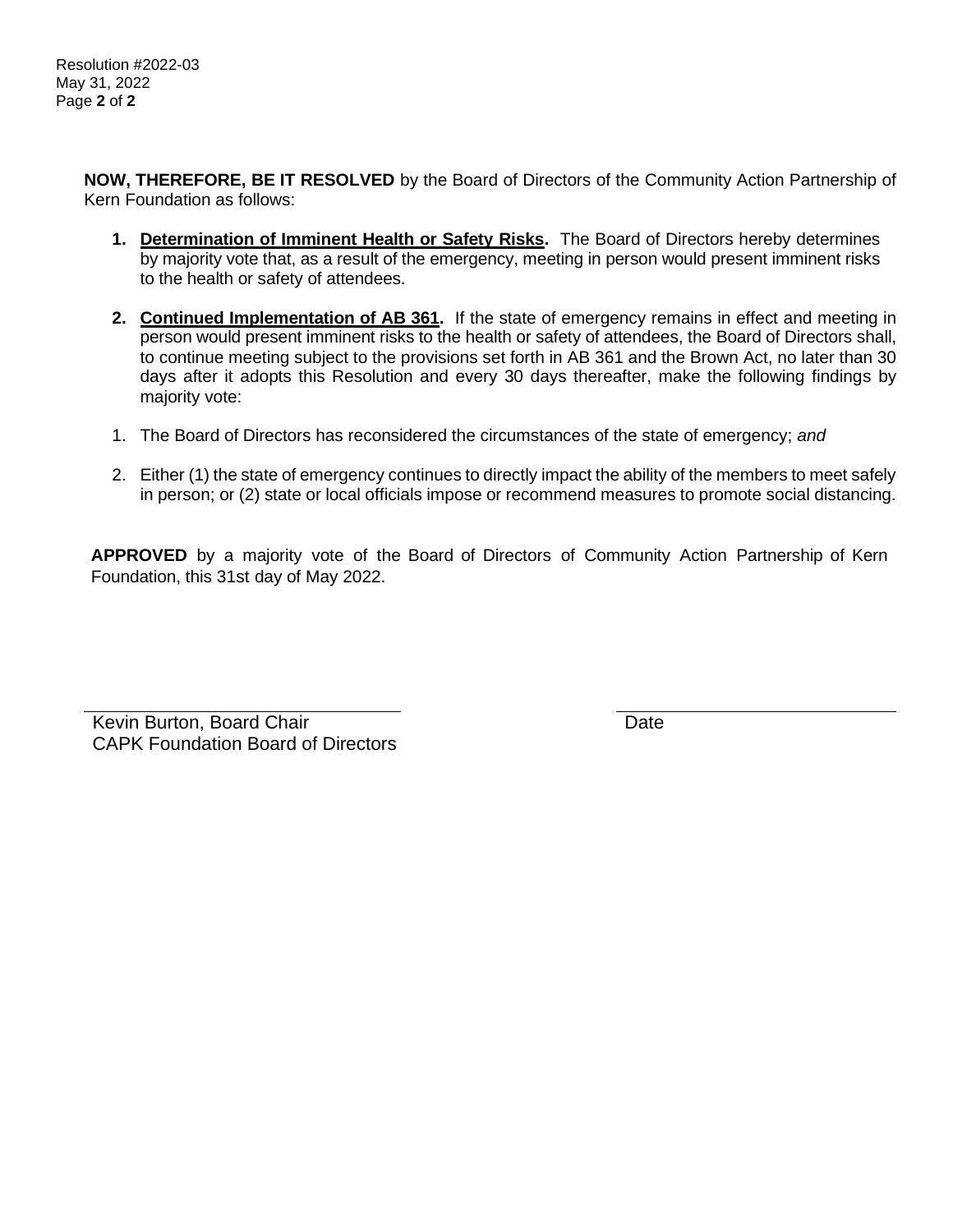**NOW, THEREFORE, BE IT RESOLVED** by the Board of Directors of the Community Action Partnership of Kern Foundation as follows:

1. **Determination of Imminent Health or Safety Risks.** The Board of Directors hereby determines by majority vote that, as a result of the emergency, meeting in person would present imminent risks to the health or safety of attendees.

2. **Continued Implementation of AB 361.** If the state of emergency remains in effect and meeting in person would present imminent risks to the health or safety of attendees, the Board of Directors shall, to continue meeting subject to the provisions set forth in AB 361 and the Brown Act, no later than 30 days after it adopts this Resolution and every 30 days thereafter, make the following findings by majority vote:

   1. The Board of Directors has reconsidered the circumstances of the state of emergency; *and*

   2. Either (1) the state of emergency continues to directly impact the ability of the members to meet safely in person; or (2) state or local officials impose or recommend measures to promote social distancing.

**APPROVED** by a majority vote of the Board of Directors of Community Action Partnership of Kern Foundation, this 31st day of May 2022.

\_\_\_\_\_\_\_\_\_\_\_\_\_\_\_\_\_\_\_\_\_\_\_\_\_\_\_\_\_\_
Kevin Burton, Board Chair
CAPK Foundation Board of Directors

\_\_\_\_\_\_\_\_\_\_\_\_\_\_\_\_\_\_\_\_\_\_\_\_\_\_\_\_\_\_
Date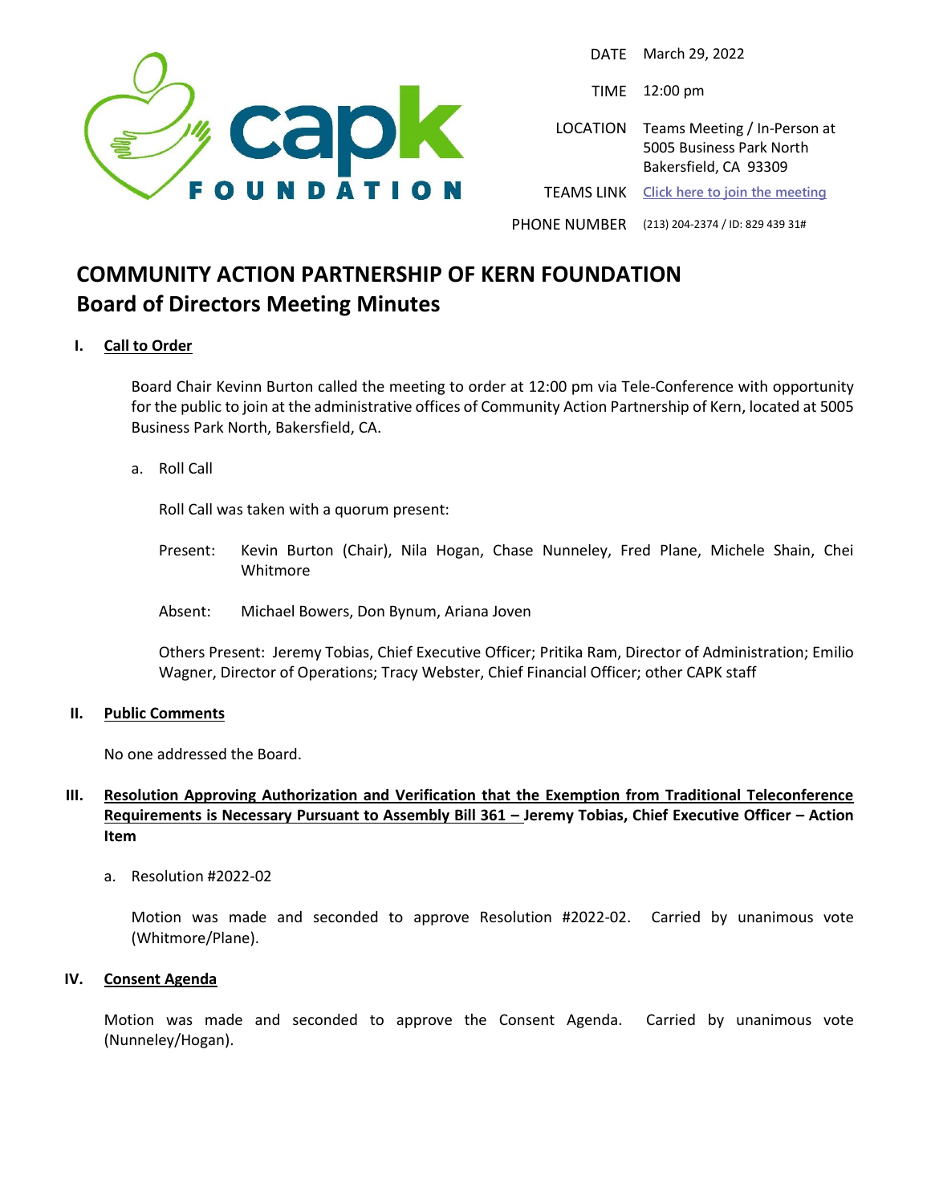| | |
|---|---|
| DATE | March 29, 2022 |
| TIME | 12:00 pm |
| LOCATION | Teams Meeting / In-Person at 5005 Business Park North Bakersfield, CA 93309 |
| TEAMS LINK | Click here to join the meeting |
| PHONE NUMBER | (213) 204-2374 / ID: 829 439 31# |

# COMMUNITY ACTION PARTNERSHIP OF KERN FOUNDATION
## Board of Directors Meeting Minutes

**I. Call to Order**

Board Chair Kevinn Burton called the meeting to order at 12:00 pm via Tele-Conference with opportunity for the public to join at the administrative offices of Community Action Partnership of Kern, located at 5005 Business Park North, Bakersfield, CA.

a. Roll Call

Roll Call was taken with a quorum present:

Present: Kevin Burton (Chair), Nila Hogan, Chase Nunneley, Fred Plane, Michele Shain, Chei Whitmore

Absent: Michael Bowers, Don Bynum, Ariana Joven

Others Present: Jeremy Tobias, Chief Executive Officer; Pritika Ram, Director of Administration; Emilio Wagner, Director of Operations; Tracy Webster, Chief Financial Officer; other CAPK staff

**II. Public Comments**

No one addressed the Board.

**III. Resolution Approving Authorization and Verification that the Exemption from Traditional Teleconference Requirements is Necessary Pursuant to Assembly Bill 361 – Jeremy Tobias, Chief Executive Officer – Action Item**

a. Resolution #2022-02

Motion was made and seconded to approve Resolution #2022-02. Carried by unanimous vote (Whitmore/Plane).

**IV. Consent Agenda**

Motion was made and seconded to approve the Consent Agenda. Carried by unanimous vote (Nunneley/Hogan).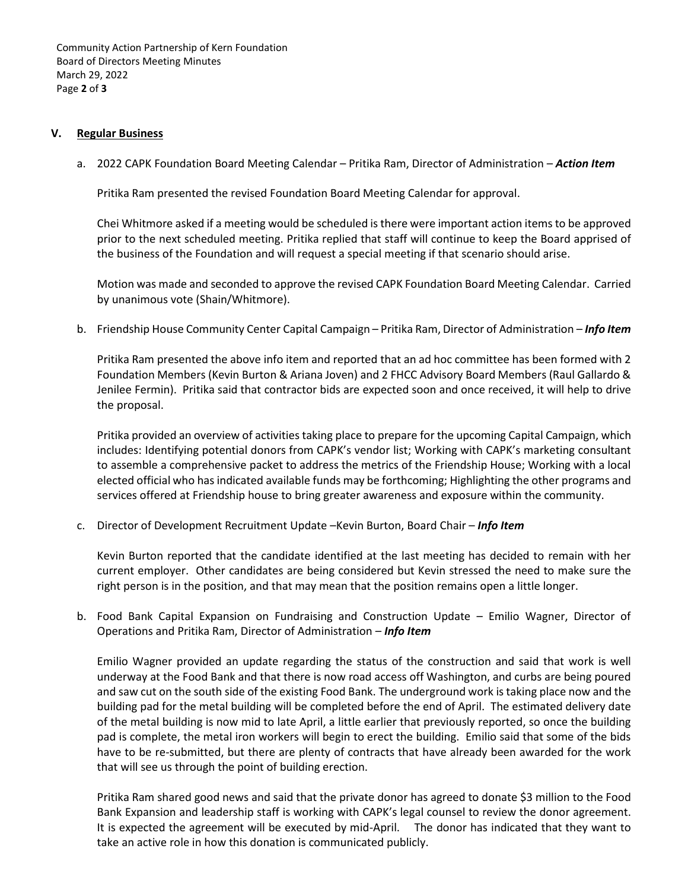## V. Regular Business

a. 2022 CAPK Foundation Board Meeting Calendar – Pritika Ram, Director of Administration – ***Action Item***

Pritika Ram presented the revised Foundation Board Meeting Calendar for approval.

Chei Whitmore asked if a meeting would be scheduled is there were important action items to be approved prior to the next scheduled meeting. Pritika replied that staff will continue to keep the Board apprised of the business of the Foundation and will request a special meeting if that scenario should arise.

Motion was made and seconded to approve the revised CAPK Foundation Board Meeting Calendar. Carried by unanimous vote (Shain/Whitmore).

b. Friendship House Community Center Capital Campaign – Pritika Ram, Director of Administration – ***Info Item***

Pritika Ram presented the above info item and reported that an ad hoc committee has been formed with 2 Foundation Members (Kevin Burton & Ariana Joven) and 2 FHCC Advisory Board Members (Raul Gallardo & Jenilee Fermin). Pritika said that contractor bids are expected soon and once received, it will help to drive the proposal.

Pritika provided an overview of activities taking place to prepare for the upcoming Capital Campaign, which includes: Identifying potential donors from CAPK's vendor list; Working with CAPK's marketing consultant to assemble a comprehensive packet to address the metrics of the Friendship House; Working with a local elected official who has indicated available funds may be forthcoming; Highlighting the other programs and services offered at Friendship house to bring greater awareness and exposure within the community.

c. Director of Development Recruitment Update –Kevin Burton, Board Chair – ***Info Item***

Kevin Burton reported that the candidate identified at the last meeting has decided to remain with her current employer. Other candidates are being considered but Kevin stressed the need to make sure the right person is in the position, and that may mean that the position remains open a little longer.

b. Food Bank Capital Expansion on Fundraising and Construction Update – Emilio Wagner, Director of Operations and Pritika Ram, Director of Administration – ***Info Item***

Emilio Wagner provided an update regarding the status of the construction and said that work is well underway at the Food Bank and that there is now road access off Washington, and curbs are being poured and saw cut on the south side of the existing Food Bank. The underground work is taking place now and the building pad for the metal building will be completed before the end of April. The estimated delivery date of the metal building is now mid to late April, a little earlier that previously reported, so once the building pad is complete, the metal iron workers will begin to erect the building. Emilio said that some of the bids have to be re-submitted, but there are plenty of contracts that have already been awarded for the work that will see us through the point of building erection.

Pritika Ram shared good news and said that the private donor has agreed to donate $3 million to the Food Bank Expansion and leadership staff is working with CAPK's legal counsel to review the donor agreement. It is expected the agreement will be executed by mid-April. The donor has indicated that they want to take an active role in how this donation is communicated publicly.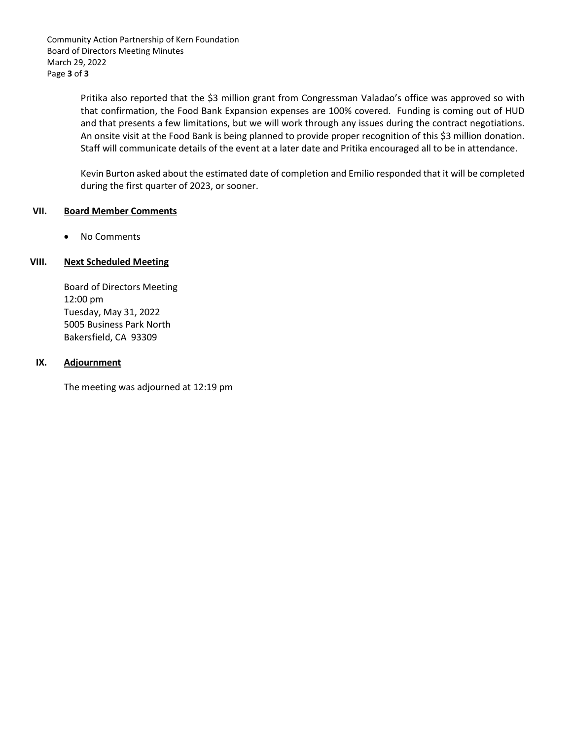Pritika also reported that the $3 million grant from Congressman Valadao's office was approved so with that confirmation, the Food Bank Expansion expenses are 100% covered. Funding is coming out of HUD and that presents a few limitations, but we will work through any issues during the contract negotiations. An onsite visit at the Food Bank is being planned to provide proper recognition of this $3 million donation. Staff will communicate details of the event at a later date and Pritika encouraged all to be in attendance.

Kevin Burton asked about the estimated date of completion and Emilio responded that it will be completed during the first quarter of 2023, or sooner.

## VII. Board Member Comments

- No Comments

## VIII. Next Scheduled Meeting

Board of Directors Meeting
12:00 pm
Tuesday, May 31, 2022
5005 Business Park North
Bakersfield, CA 93309

## IX. Adjournment

The meeting was adjourned at 12:19 pm